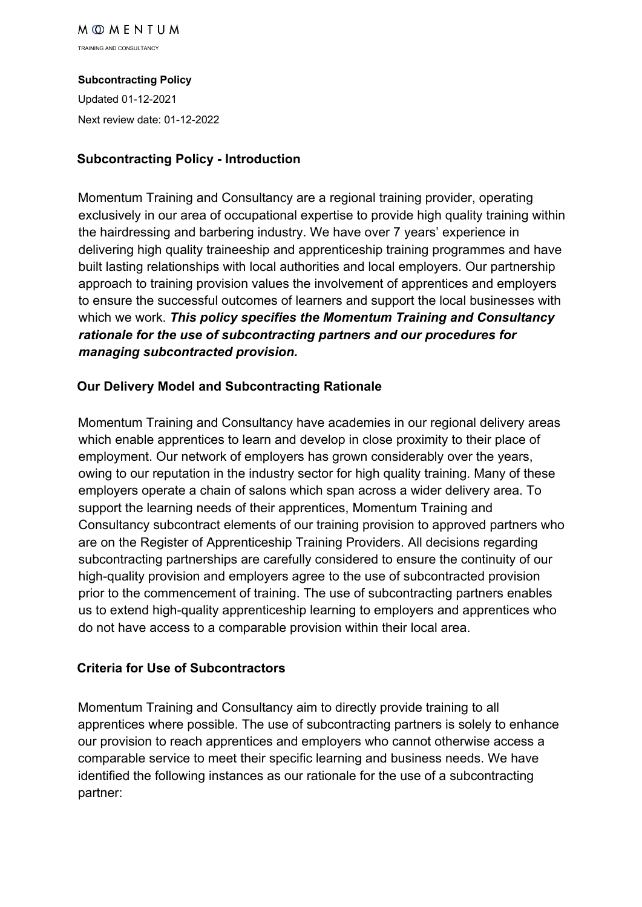MOMENTUM

TRAINING AND CONSULTANCY

**Subcontracting Policy**

Updated 01-12-2021

Next review date: 01-12-2022

## Subcontracting Policy - Introduction

Momentum Training and Consultancy are a regional training provider, operating exclusively in our area of occupational expertise to provide high quality training within the hairdressing and barbering industry. We have over 7 years' experience in delivering high quality traineeship and apprenticeship training programmes and have built lasting relationships with local authorities and local employers. Our partnership approach to training provision values the involvement of apprentices and employers to ensure the successful outcomes of learners and support the local businesses with which we work. ***This policy specifies the Momentum Training and Consultancy rationale for the use of subcontracting partners and our procedures for managing subcontracted provision.***

## Our Delivery Model and Subcontracting Rationale

Momentum Training and Consultancy have academies in our regional delivery areas which enable apprentices to learn and develop in close proximity to their place of employment. Our network of employers has grown considerably over the years, owing to our reputation in the industry sector for high quality training. Many of these employers operate a chain of salons which span across a wider delivery area. To support the learning needs of their apprentices, Momentum Training and Consultancy subcontract elements of our training provision to approved partners who are on the Register of Apprenticeship Training Providers. All decisions regarding subcontracting partnerships are carefully considered to ensure the continuity of our high-quality provision and employers agree to the use of subcontracted provision prior to the commencement of training. The use of subcontracting partners enables us to extend high-quality apprenticeship learning to employers and apprentices who do not have access to a comparable provision within their local area.

## Criteria for Use of Subcontractors

Momentum Training and Consultancy aim to directly provide training to all apprentices where possible. The use of subcontracting partners is solely to enhance our provision to reach apprentices and employers who cannot otherwise access a comparable service to meet their specific learning and business needs. We have identified the following instances as our rationale for the use of a subcontracting partner: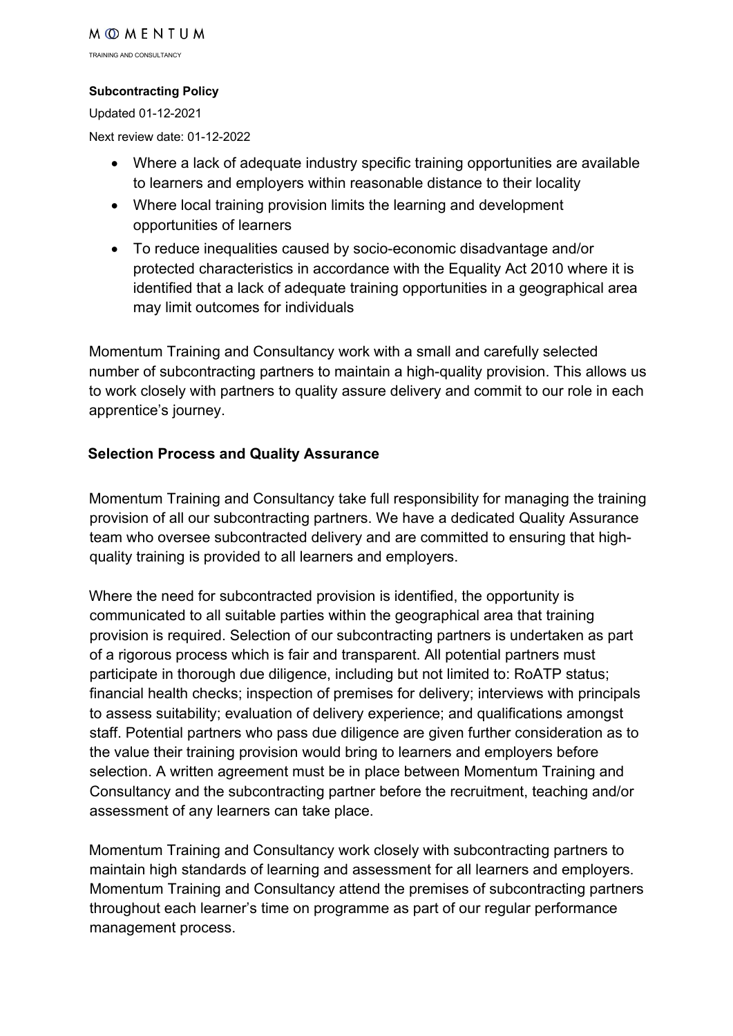**Subcontracting Policy**

Updated 01-12-2021

Next review date: 01-12-2022

- Where a lack of adequate industry specific training opportunities are available to learners and employers within reasonable distance to their locality
- Where local training provision limits the learning and development opportunities of learners
- To reduce inequalities caused by socio-economic disadvantage and/or protected characteristics in accordance with the Equality Act 2010 where it is identified that a lack of adequate training opportunities in a geographical area may limit outcomes for individuals

Momentum Training and Consultancy work with a small and carefully selected number of subcontracting partners to maintain a high-quality provision. This allows us to work closely with partners to quality assure delivery and commit to our role in each apprentice's journey.

## Selection Process and Quality Assurance

Momentum Training and Consultancy take full responsibility for managing the training provision of all our subcontracting partners. We have a dedicated Quality Assurance team who oversee subcontracted delivery and are committed to ensuring that high-quality training is provided to all learners and employers.

Where the need for subcontracted provision is identified, the opportunity is communicated to all suitable parties within the geographical area that training provision is required. Selection of our subcontracting partners is undertaken as part of a rigorous process which is fair and transparent. All potential partners must participate in thorough due diligence, including but not limited to: RoATP status; financial health checks; inspection of premises for delivery; interviews with principals to assess suitability; evaluation of delivery experience; and qualifications amongst staff. Potential partners who pass due diligence are given further consideration as to the value their training provision would bring to learners and employers before selection. A written agreement must be in place between Momentum Training and Consultancy and the subcontracting partner before the recruitment, teaching and/or assessment of any learners can take place.

Momentum Training and Consultancy work closely with subcontracting partners to maintain high standards of learning and assessment for all learners and employers. Momentum Training and Consultancy attend the premises of subcontracting partners throughout each learner's time on programme as part of our regular performance management process.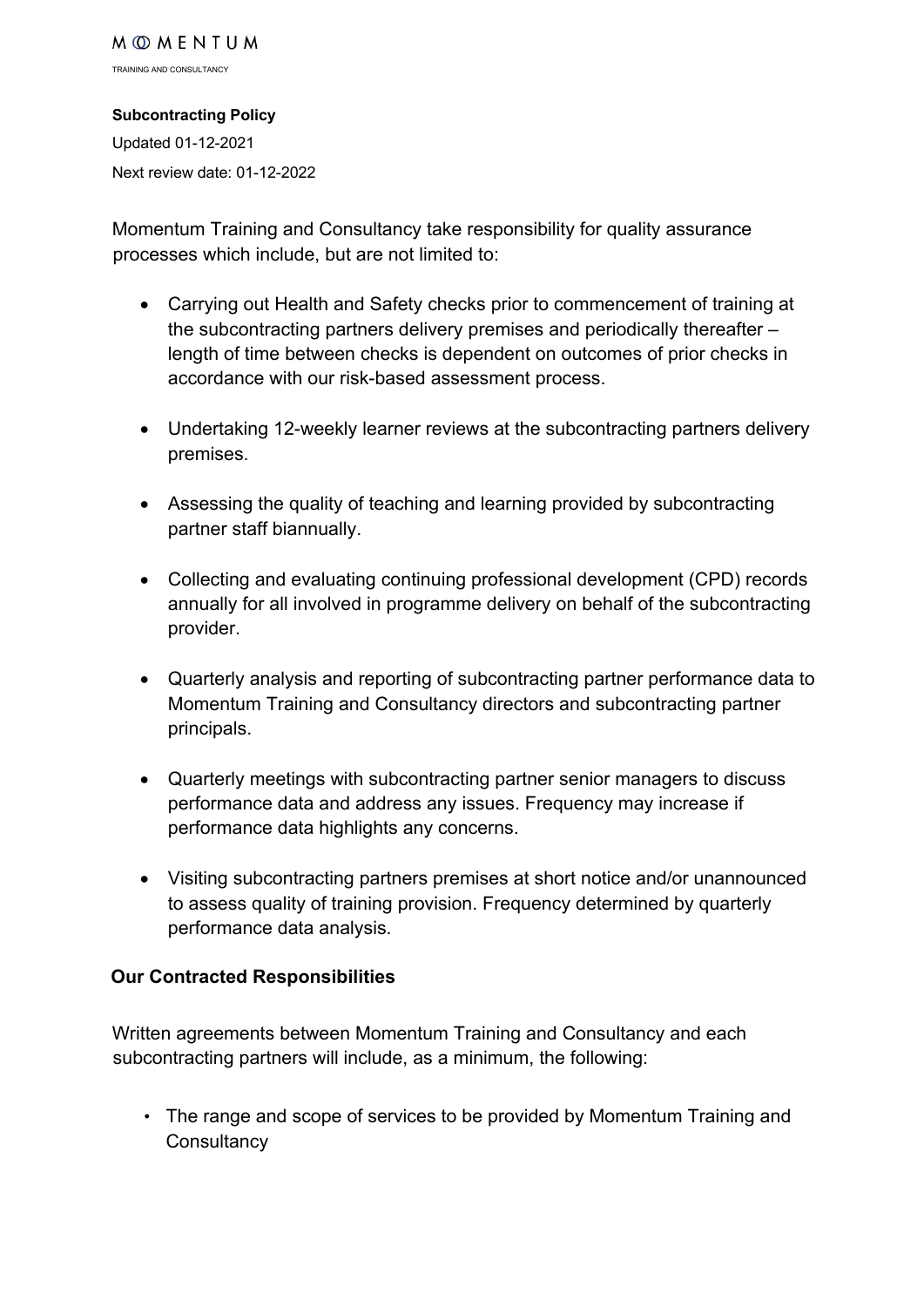**Subcontracting Policy**

Updated 01-12-2021

Next review date: 01-12-2022

Momentum Training and Consultancy take responsibility for quality assurance processes which include, but are not limited to:

- Carrying out Health and Safety checks prior to commencement of training at the subcontracting partners delivery premises and periodically thereafter – length of time between checks is dependent on outcomes of prior checks in accordance with our risk-based assessment process.
- Undertaking 12-weekly learner reviews at the subcontracting partners delivery premises.
- Assessing the quality of teaching and learning provided by subcontracting partner staff biannually.
- Collecting and evaluating continuing professional development (CPD) records annually for all involved in programme delivery on behalf of the subcontracting provider.
- Quarterly analysis and reporting of subcontracting partner performance data to Momentum Training and Consultancy directors and subcontracting partner principals.
- Quarterly meetings with subcontracting partner senior managers to discuss performance data and address any issues. Frequency may increase if performance data highlights any concerns.
- Visiting subcontracting partners premises at short notice and/or unannounced to assess quality of training provision. Frequency determined by quarterly performance data analysis.

## Our Contracted Responsibilities

Written agreements between Momentum Training and Consultancy and each subcontracting partners will include, as a minimum, the following:

- The range and scope of services to be provided by Momentum Training and Consultancy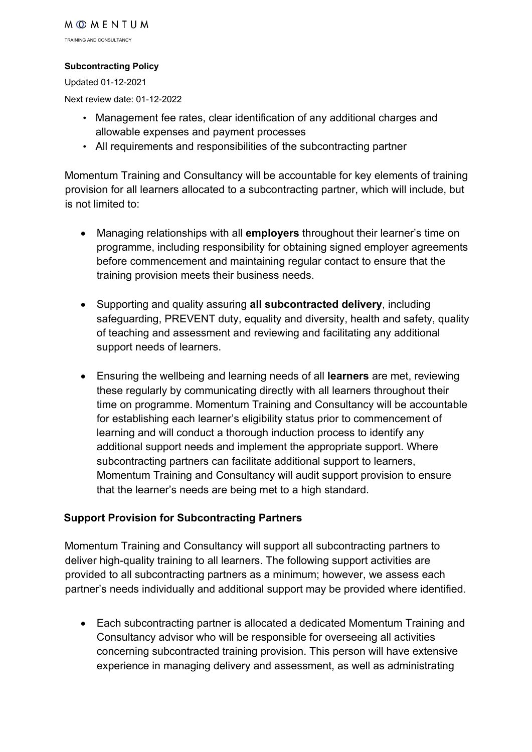- Management fee rates, clear identification of any additional charges and allowable expenses and payment processes
- All requirements and responsibilities of the subcontracting partner

Momentum Training and Consultancy will be accountable for key elements of training provision for all learners allocated to a subcontracting partner, which will include, but is not limited to:

- Managing relationships with all **employers** throughout their learner's time on programme, including responsibility for obtaining signed employer agreements before commencement and maintaining regular contact to ensure that the training provision meets their business needs.

- Supporting and quality assuring **all subcontracted delivery**, including safeguarding, PREVENT duty, equality and diversity, health and safety, quality of teaching and assessment and reviewing and facilitating any additional support needs of learners.

- Ensuring the wellbeing and learning needs of all **learners** are met, reviewing these regularly by communicating directly with all learners throughout their time on programme. Momentum Training and Consultancy will be accountable for establishing each learner's eligibility status prior to commencement of learning and will conduct a thorough induction process to identify any additional support needs and implement the appropriate support. Where subcontracting partners can facilitate additional support to learners, Momentum Training and Consultancy will audit support provision to ensure that the learner's needs are being met to a high standard.

## Support Provision for Subcontracting Partners

Momentum Training and Consultancy will support all subcontracting partners to deliver high-quality training to all learners. The following support activities are provided to all subcontracting partners as a minimum; however, we assess each partner's needs individually and additional support may be provided where identified.

- Each subcontracting partner is allocated a dedicated Momentum Training and Consultancy advisor who will be responsible for overseeing all activities concerning subcontracted training provision. This person will have extensive experience in managing delivery and assessment, as well as administrating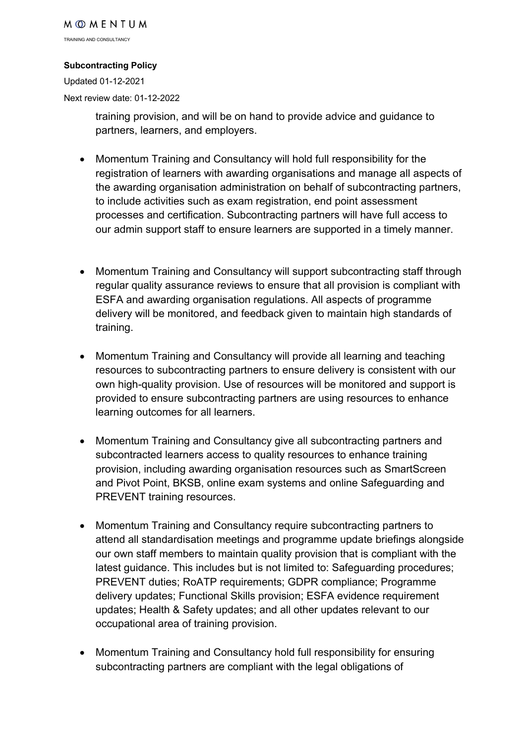training provision, and will be on hand to provide advice and guidance to partners, learners, and employers.

- Momentum Training and Consultancy will hold full responsibility for the registration of learners with awarding organisations and manage all aspects of the awarding organisation administration on behalf of subcontracting partners, to include activities such as exam registration, end point assessment processes and certification. Subcontracting partners will have full access to our admin support staff to ensure learners are supported in a timely manner.

- Momentum Training and Consultancy will support subcontracting staff through regular quality assurance reviews to ensure that all provision is compliant with ESFA and awarding organisation regulations. All aspects of programme delivery will be monitored, and feedback given to maintain high standards of training.

- Momentum Training and Consultancy will provide all learning and teaching resources to subcontracting partners to ensure delivery is consistent with our own high-quality provision. Use of resources will be monitored and support is provided to ensure subcontracting partners are using resources to enhance learning outcomes for all learners.

- Momentum Training and Consultancy give all subcontracting partners and subcontracted learners access to quality resources to enhance training provision, including awarding organisation resources such as SmartScreen and Pivot Point, BKSB, online exam systems and online Safeguarding and PREVENT training resources.

- Momentum Training and Consultancy require subcontracting partners to attend all standardisation meetings and programme update briefings alongside our own staff members to maintain quality provision that is compliant with the latest guidance. This includes but is not limited to: Safeguarding procedures; PREVENT duties; RoATP requirements; GDPR compliance; Programme delivery updates; Functional Skills provision; ESFA evidence requirement updates; Health & Safety updates; and all other updates relevant to our occupational area of training provision.

- Momentum Training and Consultancy hold full responsibility for ensuring subcontracting partners are compliant with the legal obligations of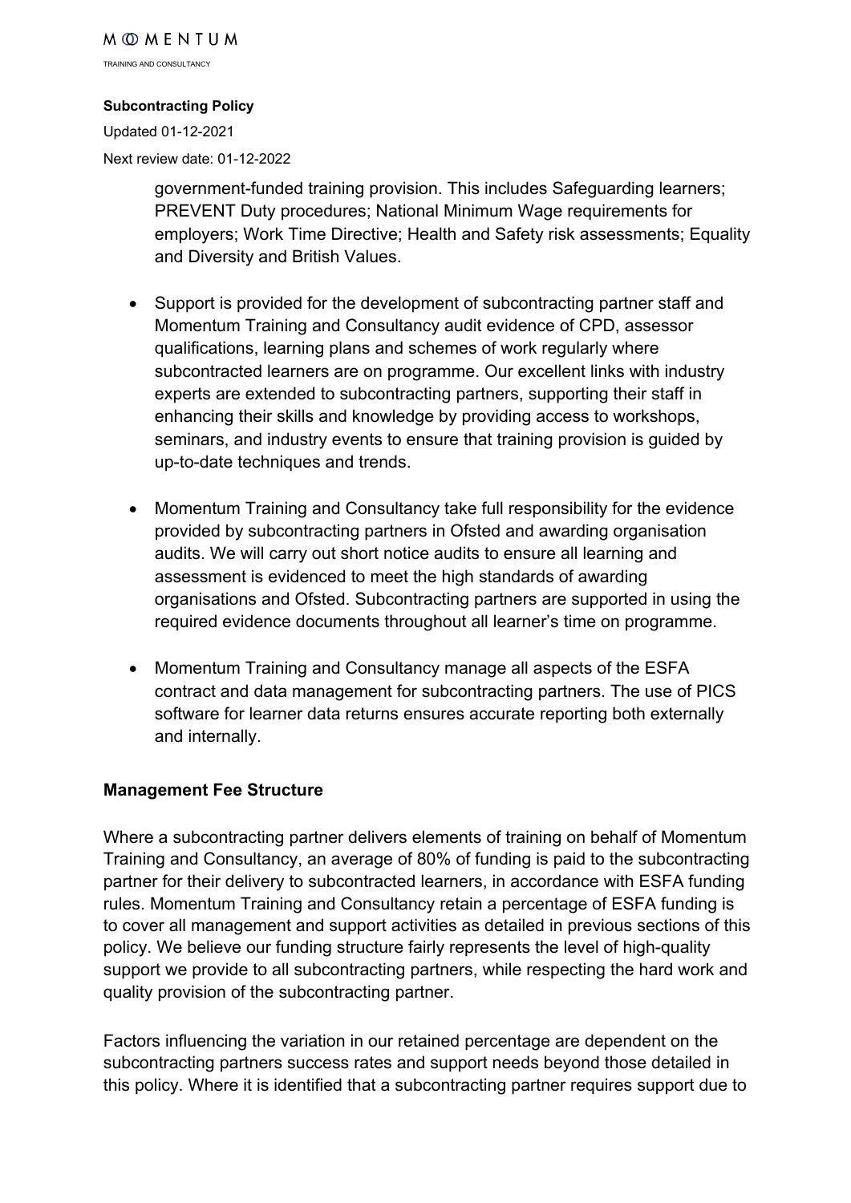government-funded training provision. This includes Safeguarding learners; PREVENT Duty procedures; National Minimum Wage requirements for employers; Work Time Directive; Health and Safety risk assessments; Equality and Diversity and British Values.

- Support is provided for the development of subcontracting partner staff and Momentum Training and Consultancy audit evidence of CPD, assessor qualifications, learning plans and schemes of work regularly where subcontracted learners are on programme. Our excellent links with industry experts are extended to subcontracting partners, supporting their staff in enhancing their skills and knowledge by providing access to workshops, seminars, and industry events to ensure that training provision is guided by up-to-date techniques and trends.

- Momentum Training and Consultancy take full responsibility for the evidence provided by subcontracting partners in Ofsted and awarding organisation audits. We will carry out short notice audits to ensure all learning and assessment is evidenced to meet the high standards of awarding organisations and Ofsted. Subcontracting partners are supported in using the required evidence documents throughout all learner's time on programme.

- Momentum Training and Consultancy manage all aspects of the ESFA contract and data management for subcontracting partners. The use of PICS software for learner data returns ensures accurate reporting both externally and internally.

## Management Fee Structure

Where a subcontracting partner delivers elements of training on behalf of Momentum Training and Consultancy, an average of 80% of funding is paid to the subcontracting partner for their delivery to subcontracted learners, in accordance with ESFA funding rules. Momentum Training and Consultancy retain a percentage of ESFA funding is to cover all management and support activities as detailed in previous sections of this policy. We believe our funding structure fairly represents the level of high-quality support we provide to all subcontracting partners, while respecting the hard work and quality provision of the subcontracting partner.

Factors influencing the variation in our retained percentage are dependent on the subcontracting partners success rates and support needs beyond those detailed in this policy. Where it is identified that a subcontracting partner requires support due to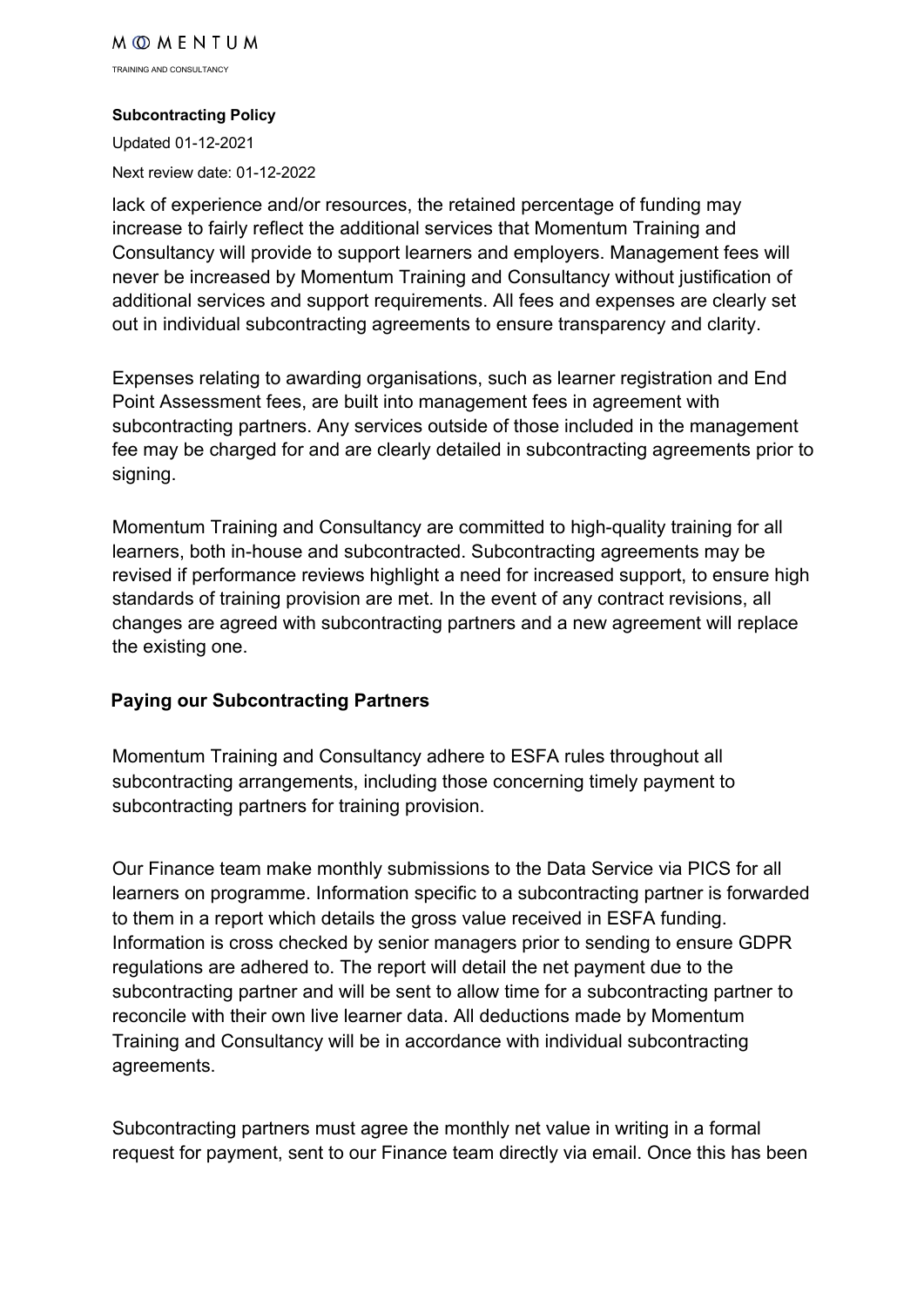lack of experience and/or resources, the retained percentage of funding may increase to fairly reflect the additional services that Momentum Training and Consultancy will provide to support learners and employers. Management fees will never be increased by Momentum Training and Consultancy without justification of additional services and support requirements. All fees and expenses are clearly set out in individual subcontracting agreements to ensure transparency and clarity.

Expenses relating to awarding organisations, such as learner registration and End Point Assessment fees, are built into management fees in agreement with subcontracting partners. Any services outside of those included in the management fee may be charged for and are clearly detailed in subcontracting agreements prior to signing.

Momentum Training and Consultancy are committed to high-quality training for all learners, both in-house and subcontracted. Subcontracting agreements may be revised if performance reviews highlight a need for increased support, to ensure high standards of training provision are met. In the event of any contract revisions, all changes are agreed with subcontracting partners and a new agreement will replace the existing one.

## Paying our Subcontracting Partners

Momentum Training and Consultancy adhere to ESFA rules throughout all subcontracting arrangements, including those concerning timely payment to subcontracting partners for training provision.

Our Finance team make monthly submissions to the Data Service via PICS for all learners on programme. Information specific to a subcontracting partner is forwarded to them in a report which details the gross value received in ESFA funding. Information is cross checked by senior managers prior to sending to ensure GDPR regulations are adhered to. The report will detail the net payment due to the subcontracting partner and will be sent to allow time for a subcontracting partner to reconcile with their own live learner data. All deductions made by Momentum Training and Consultancy will be in accordance with individual subcontracting agreements.

Subcontracting partners must agree the monthly net value in writing in a formal request for payment, sent to our Finance team directly via email. Once this has been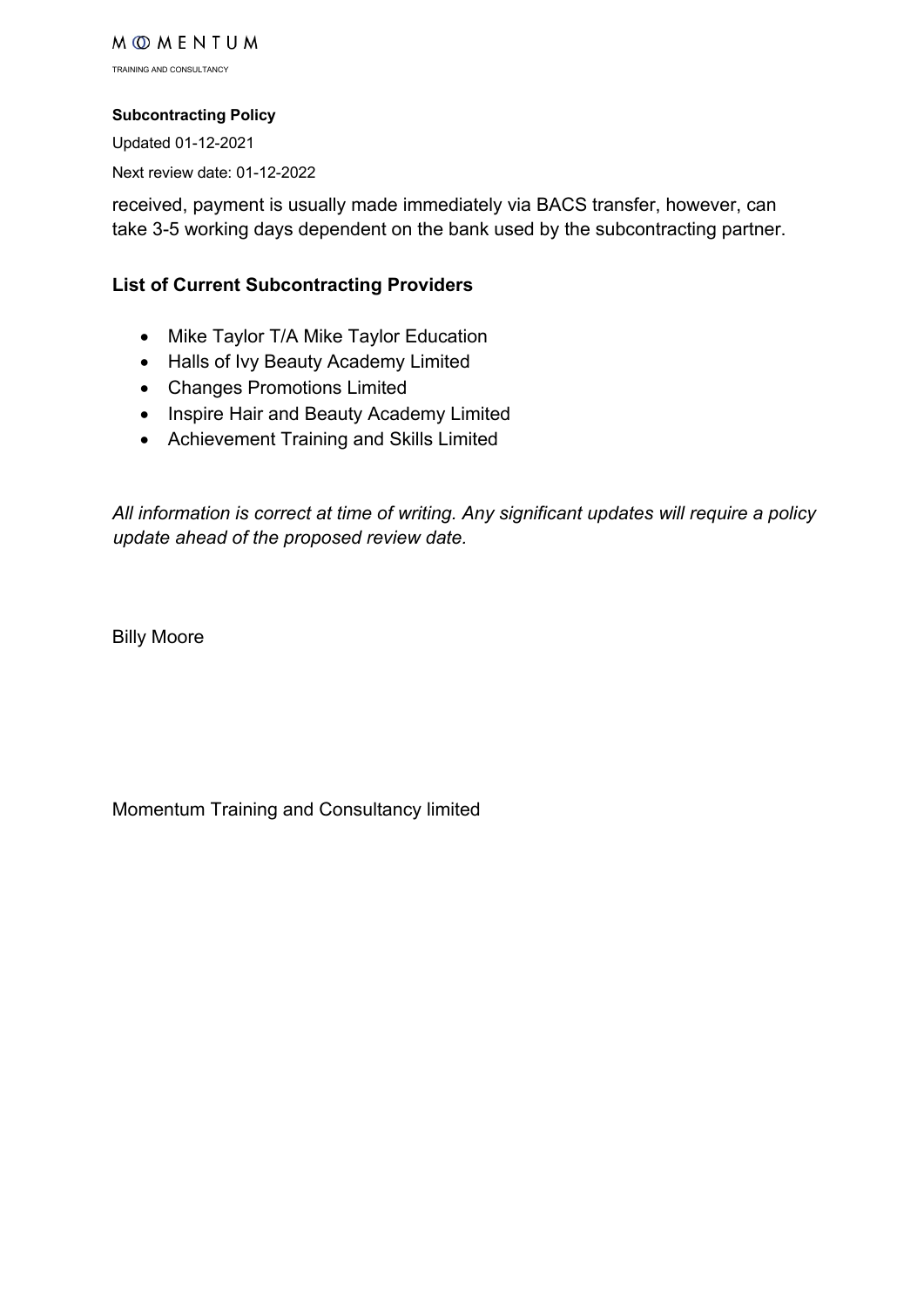received, payment is usually made immediately via BACS transfer, however, can take 3-5 working days dependent on the bank used by the subcontracting partner.

## List of Current Subcontracting Providers

- Mike Taylor T/A Mike Taylor Education
- Halls of Ivy Beauty Academy Limited
- Changes Promotions Limited
- Inspire Hair and Beauty Academy Limited
- Achievement Training and Skills Limited

*All information is correct at time of writing. Any significant updates will require a policy update ahead of the proposed review date.*

Billy Moore

Momentum Training and Consultancy limited